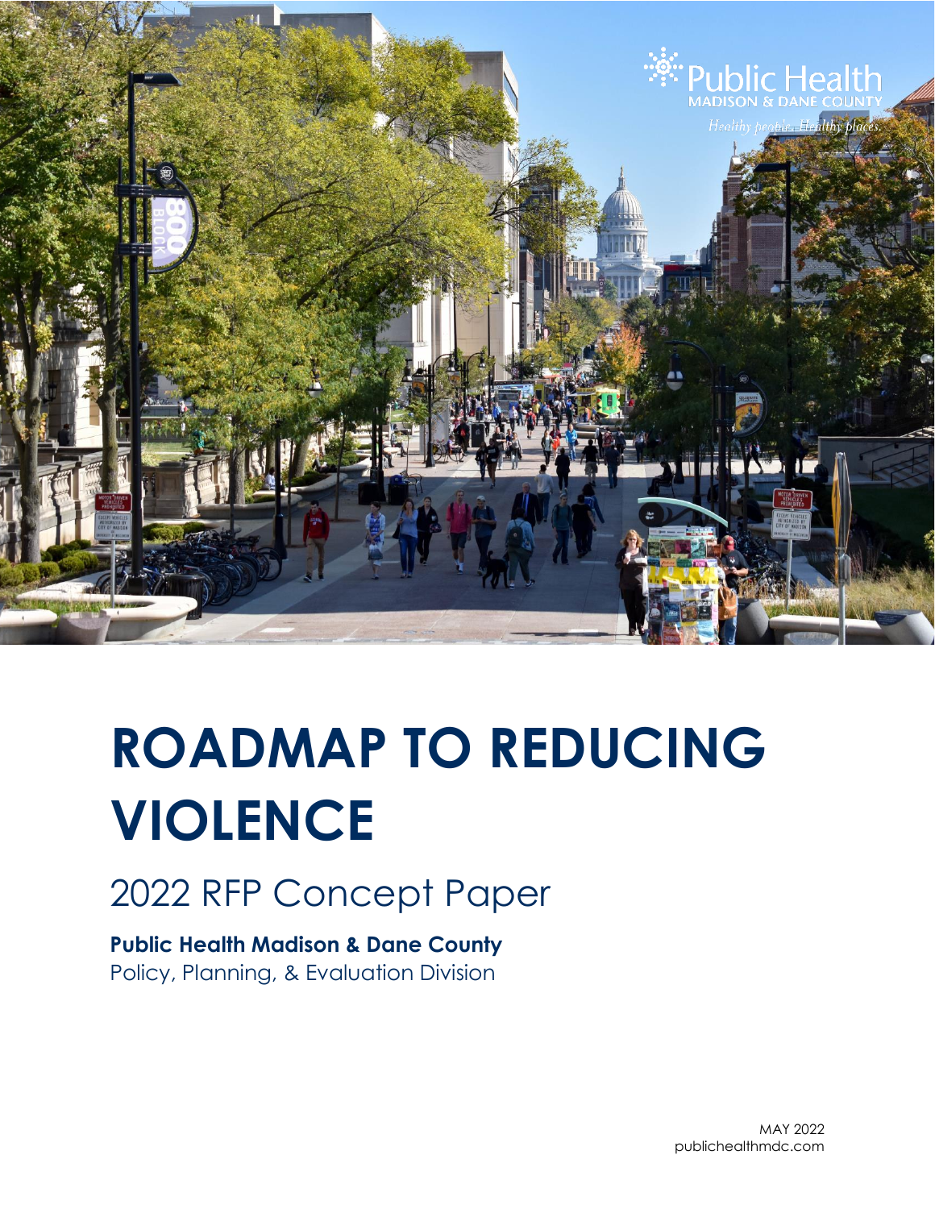Public Health
MADISON & DANE COUNTY
*Healthy people. Healthy places.*

# ROADMAP TO REDUCING VIOLENCE

## 2022 RFP Concept Paper

**Public Health Madison & Dane County**
Policy, Planning, & Evaluation Division

MAY 2022
publichealthmdc.com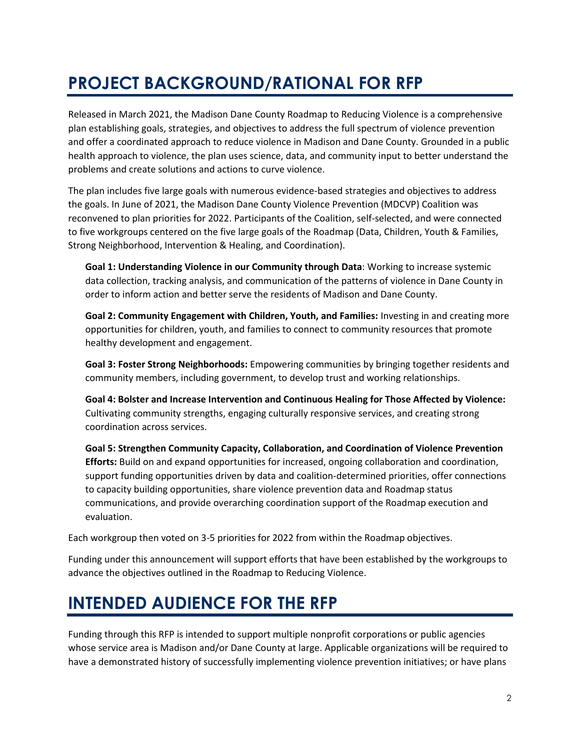# PROJECT BACKGROUND/RATIONAL FOR RFP

Released in March 2021, the Madison Dane County Roadmap to Reducing Violence is a comprehensive plan establishing goals, strategies, and objectives to address the full spectrum of violence prevention and offer a coordinated approach to reduce violence in Madison and Dane County. Grounded in a public health approach to violence, the plan uses science, data, and community input to better understand the problems and create solutions and actions to curve violence.

The plan includes five large goals with numerous evidence-based strategies and objectives to address the goals. In June of 2021, the Madison Dane County Violence Prevention (MDCVP) Coalition was reconvened to plan priorities for 2022. Participants of the Coalition, self-selected, and were connected to five workgroups centered on the five large goals of the Roadmap (Data, Children, Youth & Families, Strong Neighborhood, Intervention & Healing, and Coordination).

> **Goal 1: Understanding Violence in our Community through Data**: Working to increase systemic data collection, tracking analysis, and communication of the patterns of violence in Dane County in order to inform action and better serve the residents of Madison and Dane County.
>
> **Goal 2: Community Engagement with Children, Youth, and Families:** Investing in and creating more opportunities for children, youth, and families to connect to community resources that promote healthy development and engagement.
>
> **Goal 3: Foster Strong Neighborhoods:** Empowering communities by bringing together residents and community members, including government, to develop trust and working relationships.
>
> **Goal 4: Bolster and Increase Intervention and Continuous Healing for Those Affected by Violence:** Cultivating community strengths, engaging culturally responsive services, and creating strong coordination across services.
>
> **Goal 5: Strengthen Community Capacity, Collaboration, and Coordination of Violence Prevention Efforts:** Build on and expand opportunities for increased, ongoing collaboration and coordination, support funding opportunities driven by data and coalition-determined priorities, offer connections to capacity building opportunities, share violence prevention data and Roadmap status communications, and provide overarching coordination support of the Roadmap execution and evaluation.

Each workgroup then voted on 3-5 priorities for 2022 from within the Roadmap objectives.

Funding under this announcement will support efforts that have been established by the workgroups to advance the objectives outlined in the Roadmap to Reducing Violence.

# INTENDED AUDIENCE FOR THE RFP

Funding through this RFP is intended to support multiple nonprofit corporations or public agencies whose service area is Madison and/or Dane County at large. Applicable organizations will be required to have a demonstrated history of successfully implementing violence prevention initiatives; or have plans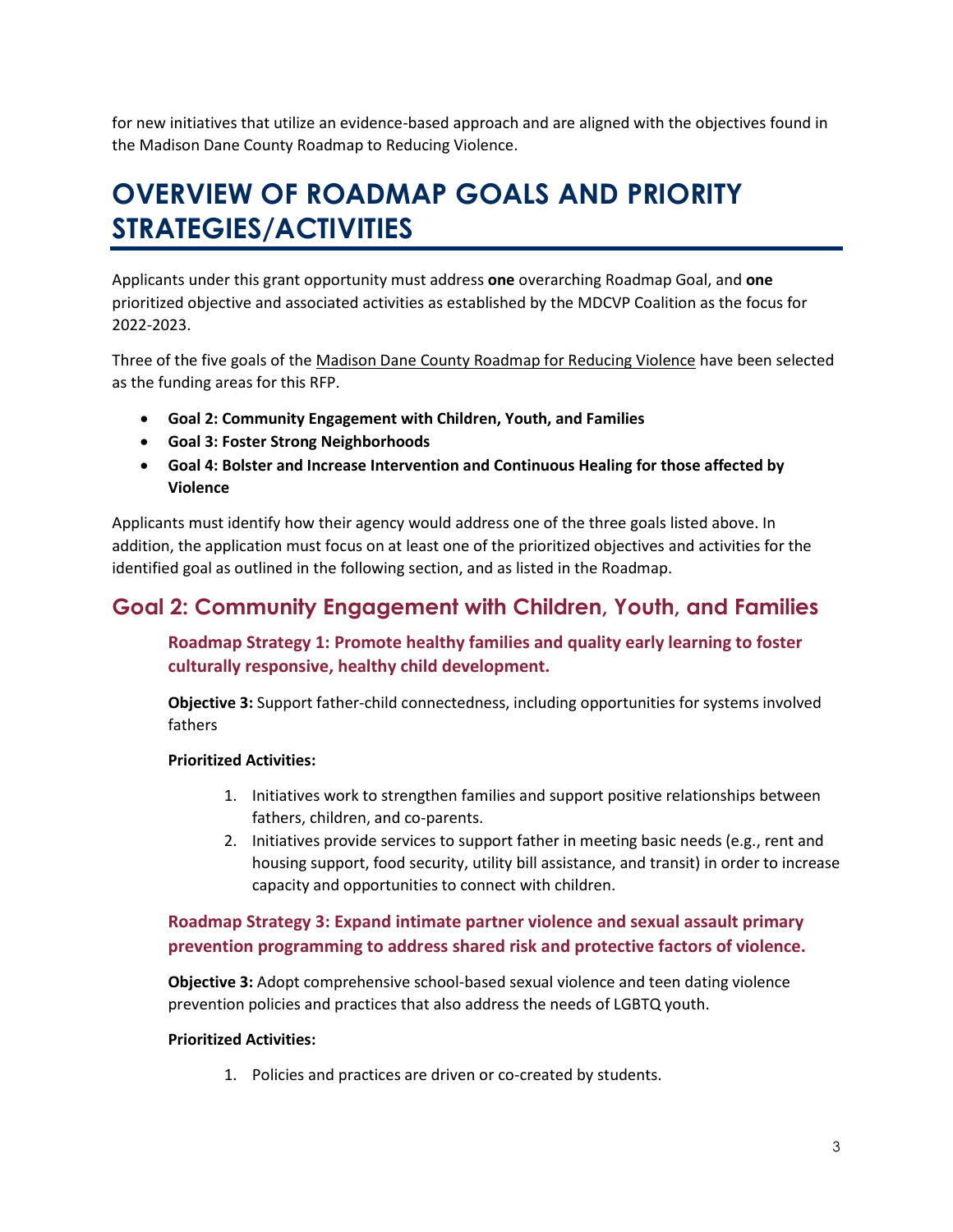for new initiatives that utilize an evidence-based approach and are aligned with the objectives found in the Madison Dane County Roadmap to Reducing Violence.

# OVERVIEW OF ROADMAP GOALS AND PRIORITY STRATEGIES/ACTIVITIES

Applicants under this grant opportunity must address **one** overarching Roadmap Goal, and **one** prioritized objective and associated activities as established by the MDCVP Coalition as the focus for 2022-2023.

Three of the five goals of the Madison Dane County Roadmap for Reducing Violence have been selected as the funding areas for this RFP.

- **Goal 2: Community Engagement with Children, Youth, and Families**
- **Goal 3: Foster Strong Neighborhoods**
- **Goal 4: Bolster and Increase Intervention and Continuous Healing for those affected by Violence**

Applicants must identify how their agency would address one of the three goals listed above. In addition, the application must focus on at least one of the prioritized objectives and activities for the identified goal as outlined in the following section, and as listed in the Roadmap.

## Goal 2: Community Engagement with Children, Youth, and Families

### Roadmap Strategy 1: Promote healthy families and quality early learning to foster culturally responsive, healthy child development.

**Objective 3:** Support father-child connectedness, including opportunities for systems involved fathers

**Prioritized Activities:**

1. Initiatives work to strengthen families and support positive relationships between fathers, children, and co-parents.
2. Initiatives provide services to support father in meeting basic needs (e.g., rent and housing support, food security, utility bill assistance, and transit) in order to increase capacity and opportunities to connect with children.

### Roadmap Strategy 3: Expand intimate partner violence and sexual assault primary prevention programming to address shared risk and protective factors of violence.

**Objective 3:** Adopt comprehensive school-based sexual violence and teen dating violence prevention policies and practices that also address the needs of LGBTQ youth.

**Prioritized Activities:**

1. Policies and practices are driven or co-created by students.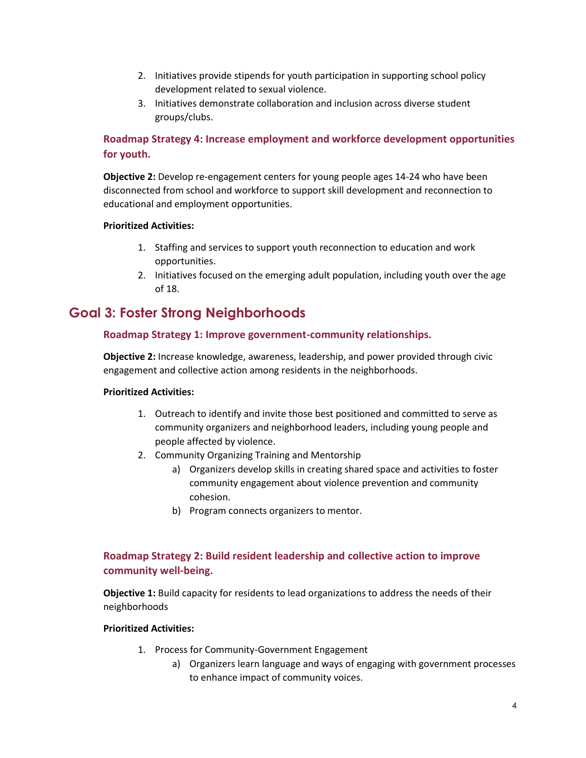2. Initiatives provide stipends for youth participation in supporting school policy development related to sexual violence.
3. Initiatives demonstrate collaboration and inclusion across diverse student groups/clubs.

### Roadmap Strategy 4: Increase employment and workforce development opportunities for youth.

**Objective 2:** Develop re-engagement centers for young people ages 14-24 who have been disconnected from school and workforce to support skill development and reconnection to educational and employment opportunities.

**Prioritized Activities:**

1. Staffing and services to support youth reconnection to education and work opportunities.
2. Initiatives focused on the emerging adult population, including youth over the age of 18.

## Goal 3: Foster Strong Neighborhoods

### Roadmap Strategy 1: Improve government-community relationships.

**Objective 2:** Increase knowledge, awareness, leadership, and power provided through civic engagement and collective action among residents in the neighborhoods.

**Prioritized Activities:**

1. Outreach to identify and invite those best positioned and committed to serve as community organizers and neighborhood leaders, including young people and people affected by violence.
2. Community Organizing Training and Mentorship
   a) Organizers develop skills in creating shared space and activities to foster community engagement about violence prevention and community cohesion.
   b) Program connects organizers to mentor.

### Roadmap Strategy 2: Build resident leadership and collective action to improve community well-being.

**Objective 1:** Build capacity for residents to lead organizations to address the needs of their neighborhoods

**Prioritized Activities:**

1. Process for Community-Government Engagement
   a) Organizers learn language and ways of engaging with government processes to enhance impact of community voices.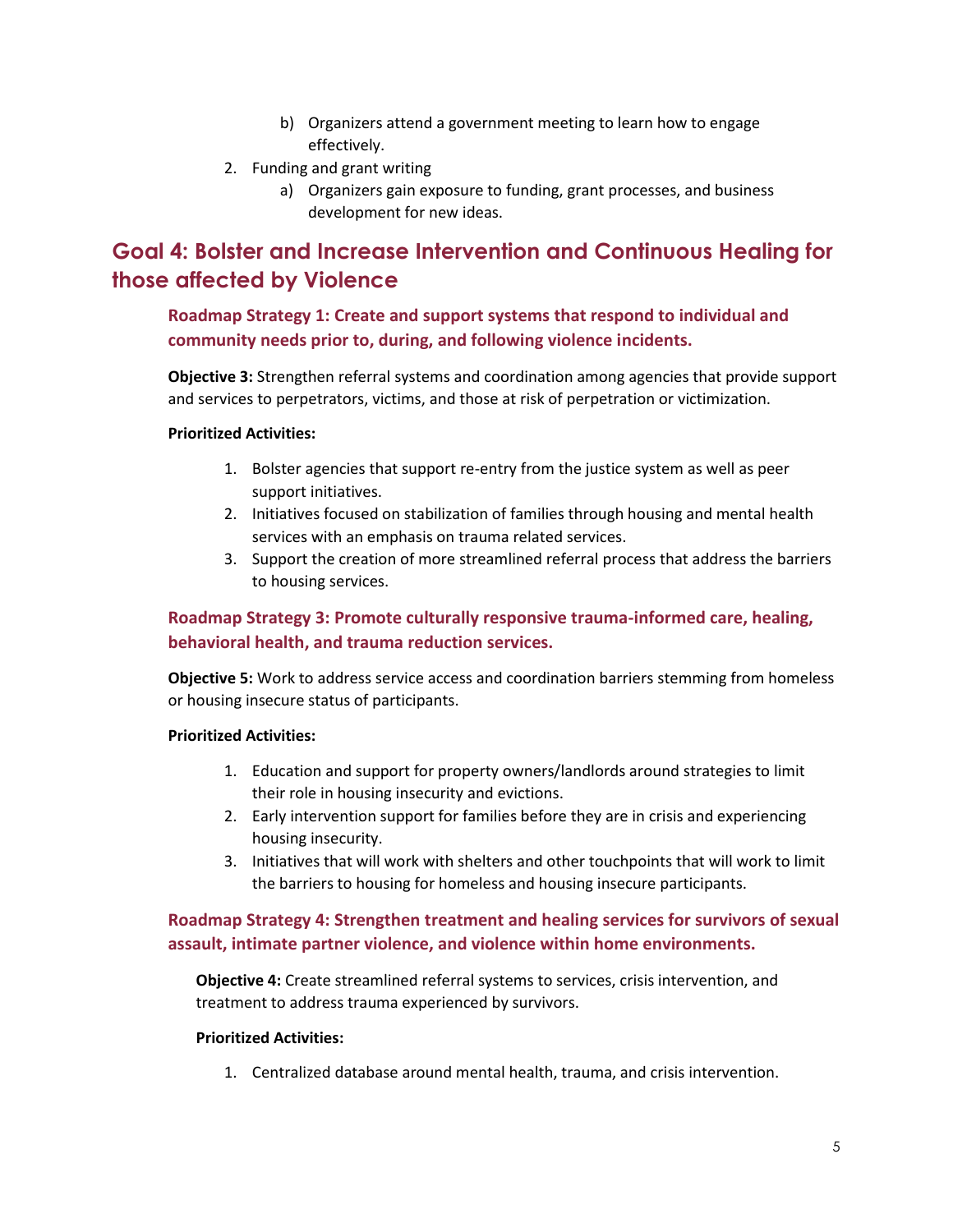b) Organizers attend a government meeting to learn how to engage effectively.

2. Funding and grant writing
   a) Organizers gain exposure to funding, grant processes, and business development for new ideas.

## Goal 4: Bolster and Increase Intervention and Continuous Healing for those affected by Violence

### Roadmap Strategy 1: Create and support systems that respond to individual and community needs prior to, during, and following violence incidents.

**Objective 3:** Strengthen referral systems and coordination among agencies that provide support and services to perpetrators, victims, and those at risk of perpetration or victimization.

**Prioritized Activities:**

1. Bolster agencies that support re-entry from the justice system as well as peer support initiatives.
2. Initiatives focused on stabilization of families through housing and mental health services with an emphasis on trauma related services.
3. Support the creation of more streamlined referral process that address the barriers to housing services.

### Roadmap Strategy 3: Promote culturally responsive trauma-informed care, healing, behavioral health, and trauma reduction services.

**Objective 5:** Work to address service access and coordination barriers stemming from homeless or housing insecure status of participants.

**Prioritized Activities:**

1. Education and support for property owners/landlords around strategies to limit their role in housing insecurity and evictions.
2. Early intervention support for families before they are in crisis and experiencing housing insecurity.
3. Initiatives that will work with shelters and other touchpoints that will work to limit the barriers to housing for homeless and housing insecure participants.

### Roadmap Strategy 4: Strengthen treatment and healing services for survivors of sexual assault, intimate partner violence, and violence within home environments.

**Objective 4:** Create streamlined referral systems to services, crisis intervention, and treatment to address trauma experienced by survivors.

**Prioritized Activities:**

1. Centralized database around mental health, trauma, and crisis intervention.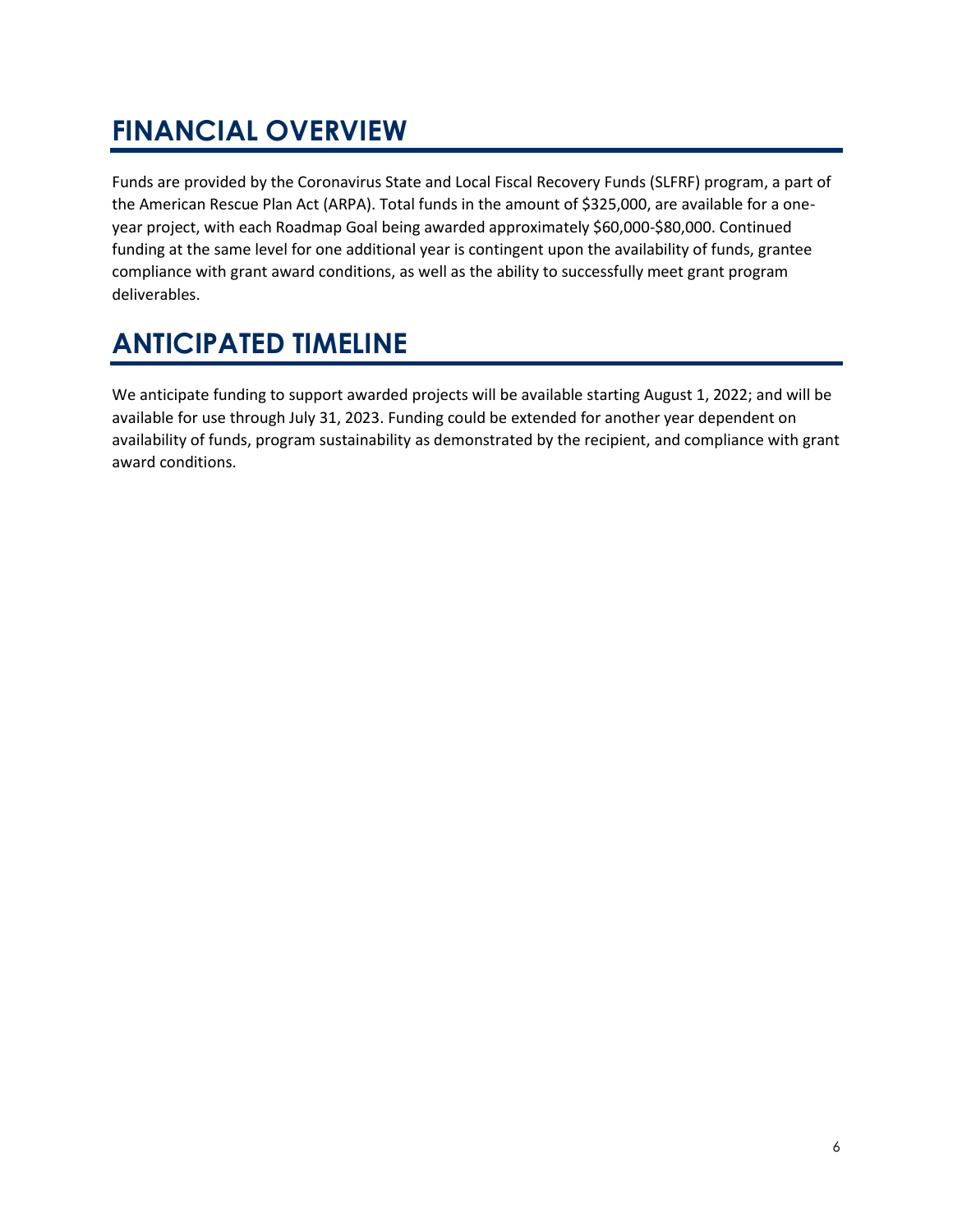# FINANCIAL OVERVIEW

Funds are provided by the Coronavirus State and Local Fiscal Recovery Funds (SLFRF) program, a part of the American Rescue Plan Act (ARPA). Total funds in the amount of $325,000, are available for a one-year project, with each Roadmap Goal being awarded approximately $60,000-$80,000. Continued funding at the same level for one additional year is contingent upon the availability of funds, grantee compliance with grant award conditions, as well as the ability to successfully meet grant program deliverables.

# ANTICIPATED TIMELINE

We anticipate funding to support awarded projects will be available starting August 1, 2022; and will be available for use through July 31, 2023. Funding could be extended for another year dependent on availability of funds, program sustainability as demonstrated by the recipient, and compliance with grant award conditions.